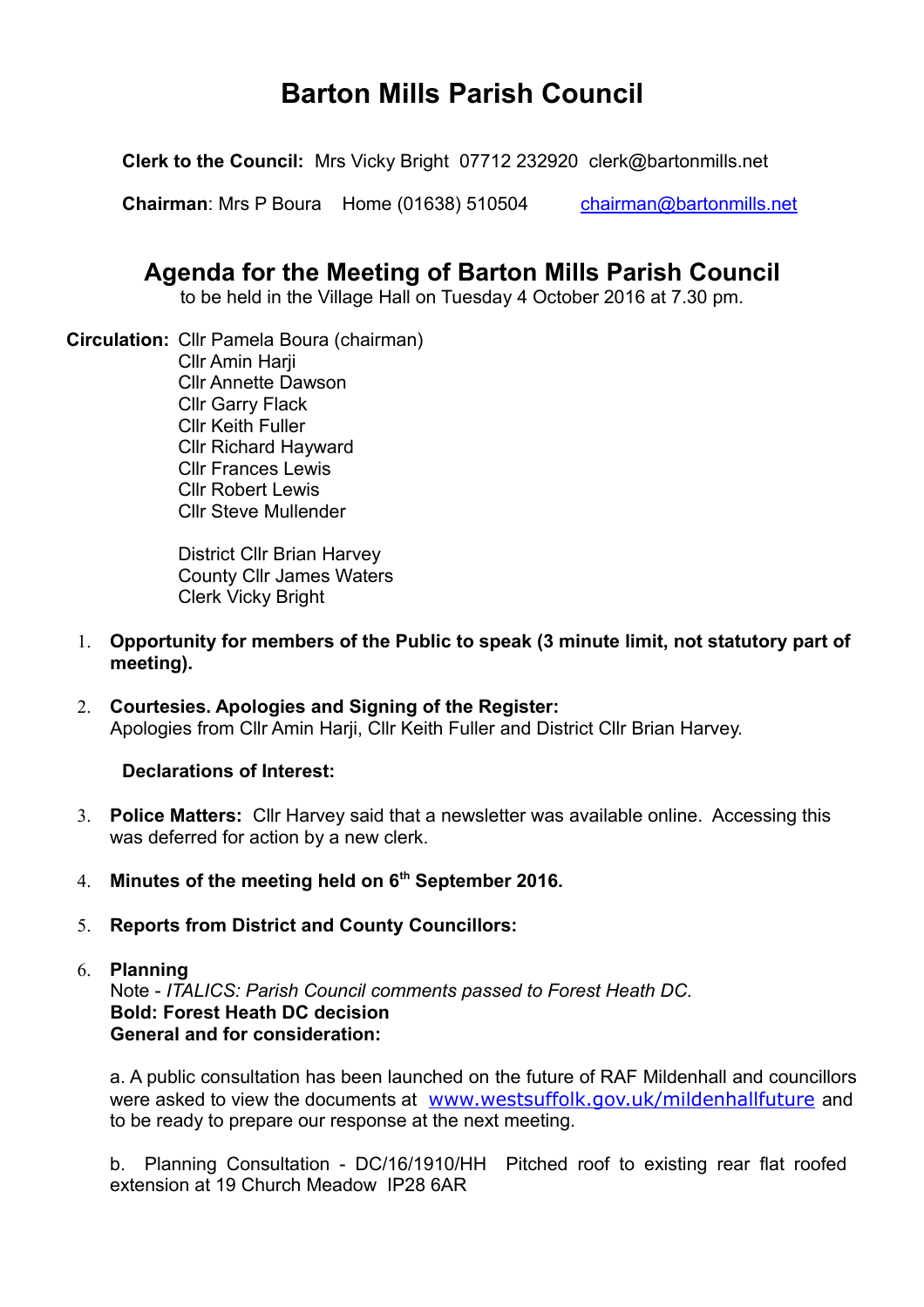# Barton Mills Parish Council

**Clerk to the Council:** Mrs Vicky Bright 07712 232920 clerk@bartonmills.net

**Chairman**: Mrs P Boura Home (01638) 510504 chairman@bartonmills.net

## Agenda for the Meeting of Barton Mills Parish Council

to be held in the Village Hall on Tuesday 4 October 2016 at 7.30 pm.

**Circulation:** Cllr Pamela Boura (chairman)
Cllr Amin Harji
Cllr Annette Dawson
Cllr Garry Flack
Cllr Keith Fuller
Cllr Richard Hayward
Cllr Frances Lewis
Cllr Robert Lewis
Cllr Steve Mullender

District Cllr Brian Harvey
County Cllr James Waters
Clerk Vicky Bright

1. **Opportunity for members of the Public to speak (3 minute limit, not statutory part of meeting).**

2. **Courtesies. Apologies and Signing of the Register:**
   Apologies from Cllr Amin Harji, Cllr Keith Fuller and District Cllr Brian Harvey.

   **Declarations of Interest:**

3. **Police Matters:** Cllr Harvey said that a newsletter was available online. Accessing this was deferred for action by a new clerk.

4. **Minutes of the meeting held on 6th September 2016.**

5. **Reports from District and County Councillors:**

6. **Planning**
   Note - *ITALICS: Parish Council comments passed to Forest Heath DC.*
   **Bold: Forest Heath DC decision**
   **General and for consideration:**

   a. A public consultation has been launched on the future of RAF Mildenhall and councillors were asked to view the documents at www.westsuffolk.gov.uk/mildenhallfuture and to be ready to prepare our response at the next meeting.

   b. Planning Consultation - DC/16/1910/HH Pitched roof to existing rear flat roofed extension at 19 Church Meadow IP28 6AR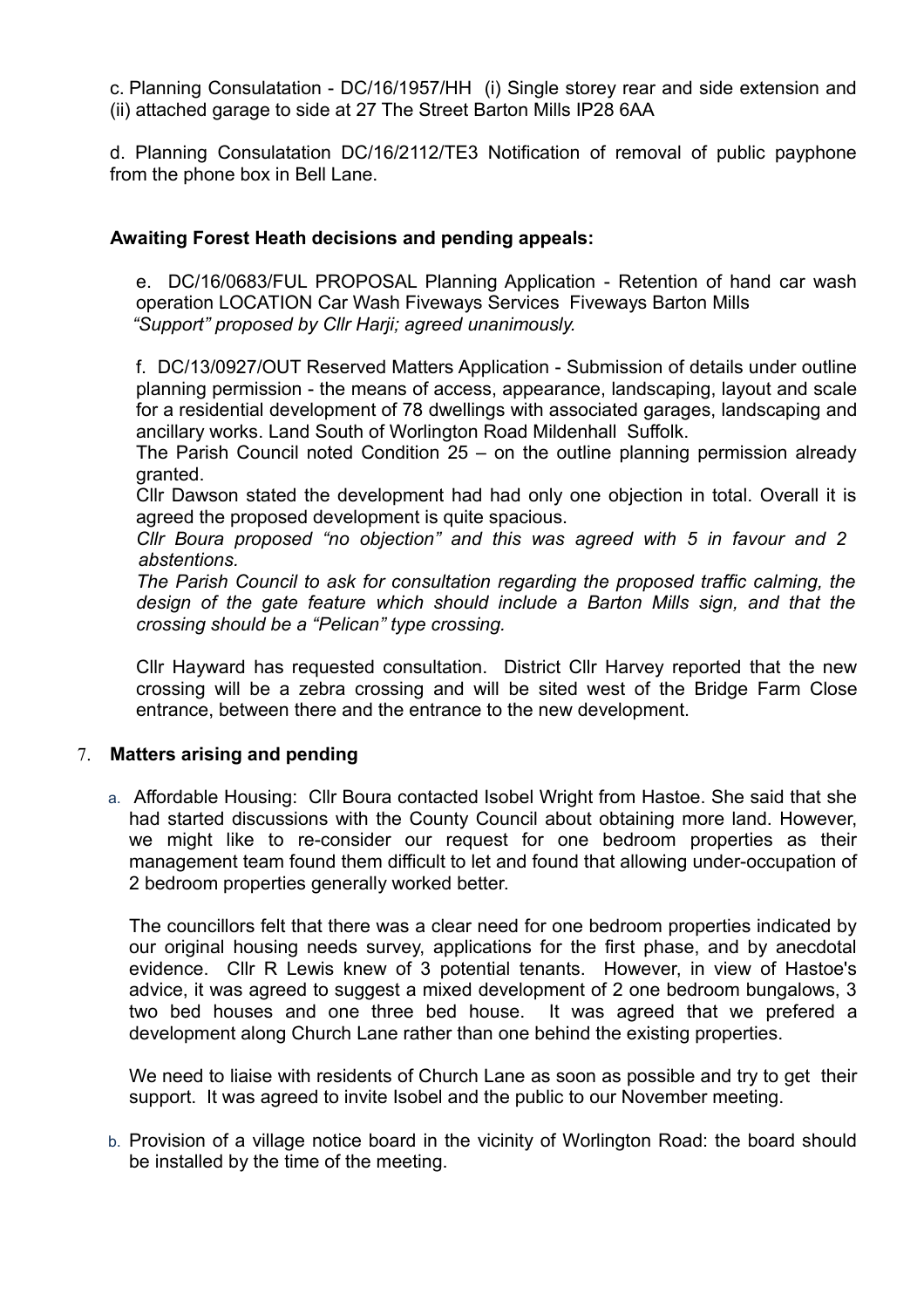c. Planning Consulatation - DC/16/1957/HH (i) Single storey rear and side extension and (ii) attached garage to side at 27 The Street Barton Mills IP28 6AA

d. Planning Consulatation DC/16/2112/TE3 Notification of removal of public payphone from the phone box in Bell Lane.

**Awaiting Forest Heath decisions and pending appeals:**

e. DC/16/0683/FUL PROPOSAL Planning Application - Retention of hand car wash operation LOCATION Car Wash Fiveways Services Fiveways Barton Mills
*"Support" proposed by Cllr Harji; agreed unanimously.*

f. DC/13/0927/OUT Reserved Matters Application - Submission of details under outline planning permission - the means of access, appearance, landscaping, layout and scale for a residential development of 78 dwellings with associated garages, landscaping and ancillary works. Land South of Worlington Road Mildenhall Suffolk.
The Parish Council noted Condition 25 – on the outline planning permission already granted.
Cllr Dawson stated the development had had only one objection in total. Overall it is agreed the proposed development is quite spacious.
*Cllr Boura proposed "no objection" and this was agreed with 5 in favour and 2 abstentions.*
*The Parish Council to ask for consultation regarding the proposed traffic calming, the design of the gate feature which should include a Barton Mills sign, and that the crossing should be a "Pelican" type crossing.*

Cllr Hayward has requested consultation. District Cllr Harvey reported that the new crossing will be a zebra crossing and will be sited west of the Bridge Farm Close entrance, between there and the entrance to the new development.

7. **Matters arising and pending**

a. Affordable Housing: Cllr Boura contacted Isobel Wright from Hastoe. She said that she had started discussions with the County Council about obtaining more land. However, we might like to re-consider our request for one bedroom properties as their management team found them difficult to let and found that allowing under-occupation of 2 bedroom properties generally worked better.

The councillors felt that there was a clear need for one bedroom properties indicated by our original housing needs survey, applications for the first phase, and by anecdotal evidence. Cllr R Lewis knew of 3 potential tenants. However, in view of Hastoe's advice, it was agreed to suggest a mixed development of 2 one bedroom bungalows, 3 two bed houses and one three bed house. It was agreed that we prefered a development along Church Lane rather than one behind the existing properties.

We need to liaise with residents of Church Lane as soon as possible and try to get their support. It was agreed to invite Isobel and the public to our November meeting.

b. Provision of a village notice board in the vicinity of Worlington Road: the board should be installed by the time of the meeting.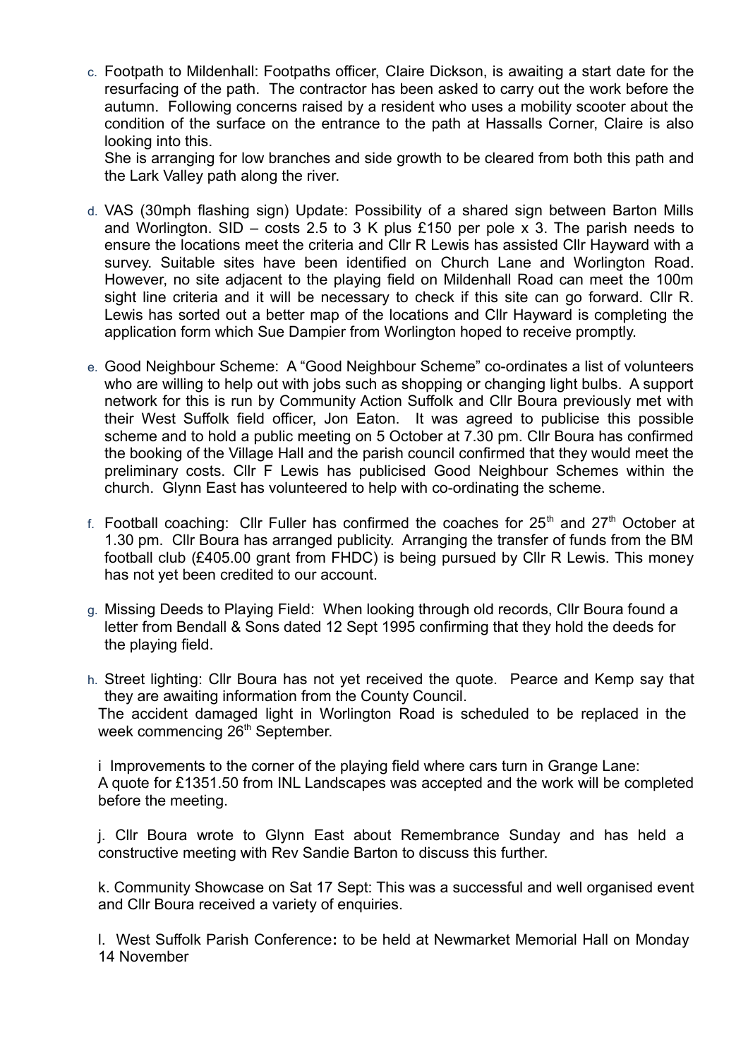c. Footpath to Mildenhall: Footpaths officer, Claire Dickson, is awaiting a start date for the resurfacing of the path. The contractor has been asked to carry out the work before the autumn. Following concerns raised by a resident who uses a mobility scooter about the condition of the surface on the entrance to the path at Hassalls Corner, Claire is also looking into this.
   She is arranging for low branches and side growth to be cleared from both this path and the Lark Valley path along the river.

d. VAS (30mph flashing sign) Update: Possibility of a shared sign between Barton Mills and Worlington. SID – costs 2.5 to 3 K plus £150 per pole x 3. The parish needs to ensure the locations meet the criteria and Cllr R Lewis has assisted Cllr Hayward with a survey. Suitable sites have been identified on Church Lane and Worlington Road. However, no site adjacent to the playing field on Mildenhall Road can meet the 100m sight line criteria and it will be necessary to check if this site can go forward. Cllr R. Lewis has sorted out a better map of the locations and Cllr Hayward is completing the application form which Sue Dampier from Worlington hoped to receive promptly.

e. Good Neighbour Scheme: A "Good Neighbour Scheme" co-ordinates a list of volunteers who are willing to help out with jobs such as shopping or changing light bulbs. A support network for this is run by Community Action Suffolk and Cllr Boura previously met with their West Suffolk field officer, Jon Eaton. It was agreed to publicise this possible scheme and to hold a public meeting on 5 October at 7.30 pm. Cllr Boura has confirmed the booking of the Village Hall and the parish council confirmed that they would meet the preliminary costs. Cllr F Lewis has publicised Good Neighbour Schemes within the church. Glynn East has volunteered to help with co-ordinating the scheme.

f. Football coaching: Cllr Fuller has confirmed the coaches for 25th and 27th October at 1.30 pm. Cllr Boura has arranged publicity. Arranging the transfer of funds from the BM football club (£405.00 grant from FHDC) is being pursued by Cllr R Lewis. This money has not yet been credited to our account.

g. Missing Deeds to Playing Field: When looking through old records, Cllr Boura found a letter from Bendall & Sons dated 12 Sept 1995 confirming that they hold the deeds for the playing field.

h. Street lighting: Cllr Boura has not yet received the quote. Pearce and Kemp say that they are awaiting information from the County Council.
   The accident damaged light in Worlington Road is scheduled to be replaced in the week commencing 26th September.

i Improvements to the corner of the playing field where cars turn in Grange Lane:
A quote for £1351.50 from INL Landscapes was accepted and the work will be completed before the meeting.

j. Cllr Boura wrote to Glynn East about Remembrance Sunday and has held a constructive meeting with Rev Sandie Barton to discuss this further.

k. Community Showcase on Sat 17 Sept: This was a successful and well organised event and Cllr Boura received a variety of enquiries.

l. West Suffolk Parish Conference**:** to be held at Newmarket Memorial Hall on Monday 14 November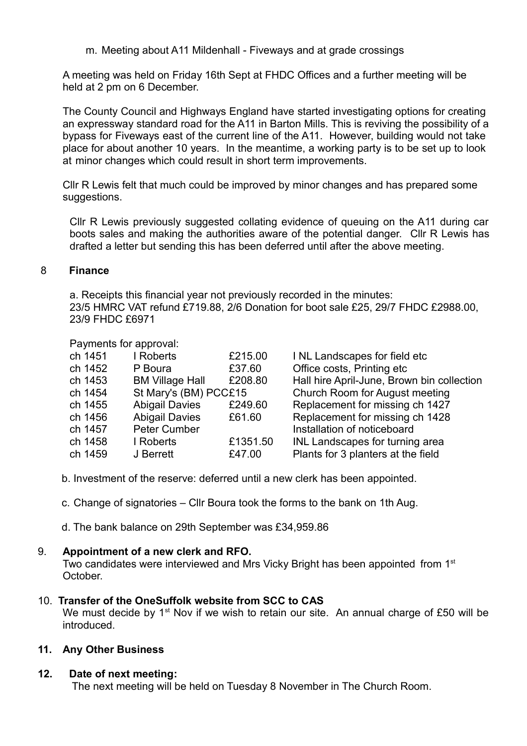m. Meeting about A11 Mildenhall - Fiveways and at grade crossings

A meeting was held on Friday 16th Sept at FHDC Offices and a further meeting will be held at 2 pm on 6 December.

The County Council and Highways England have started investigating options for creating an expressway standard road for the A11 in Barton Mills. This is reviving the possibility of a bypass for Fiveways east of the current line of the A11. However, building would not take place for about another 10 years. In the meantime, a working party is to be set up to look at minor changes which could result in short term improvements.

Cllr R Lewis felt that much could be improved by minor changes and has prepared some suggestions.

Cllr R Lewis previously suggested collating evidence of queuing on the A11 during car boots sales and making the authorities aware of the potential danger. Cllr R Lewis has drafted a letter but sending this has been deferred until after the above meeting.

## 8 Finance

a. Receipts this financial year not previously recorded in the minutes:
23/5 HMRC VAT refund £719.88, 2/6 Donation for boot sale £25, 29/7 FHDC £2988.00, 23/9 FHDC £6971

Payments for approval:

| | | | |
|---|---|---|---|
| ch 1451 | I Roberts | £215.00 | I NL Landscapes for field etc |
| ch 1452 | P Boura | £37.60 | Office costs, Printing etc |
| ch 1453 | BM Village Hall | £208.80 | Hall hire April-June, Brown bin collection |
| ch 1454 | St Mary's (BM) PCC | £15 | Church Room for August meeting |
| ch 1455 | Abigail Davies | £249.60 | Replacement for missing ch 1427 |
| ch 1456 | Abigail Davies | £61.60 | Replacement for missing ch 1428 |
| ch 1457 | Peter Cumber | | Installation of noticeboard |
| ch 1458 | I Roberts | £1351.50 | INL Landscapes for turning area |
| ch 1459 | J Berrett | £47.00 | Plants for 3 planters at the field |

b. Investment of the reserve: deferred until a new clerk has been appointed.

c. Change of signatories – Cllr Boura took the forms to the bank on 1th Aug.

d. The bank balance on 29th September was £34,959.86

## 9. Appointment of a new clerk and RFO.

Two candidates were interviewed and Mrs Vicky Bright has been appointed from 1st October.

## 10. Transfer of the OneSuffolk website from SCC to CAS

We must decide by 1st Nov if we wish to retain our site. An annual charge of £50 will be introduced.

## 11. Any Other Business

## 12. Date of next meeting:

The next meeting will be held on Tuesday 8 November in The Church Room.